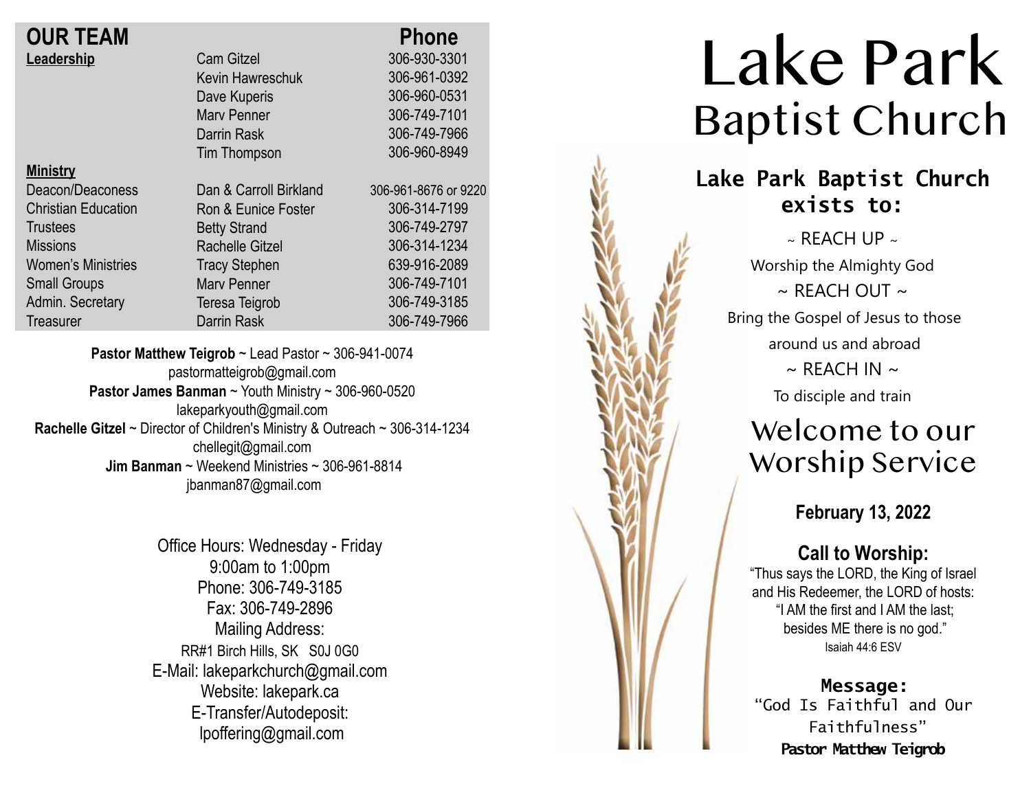## OUR TEAM

| | | Phone |
|---|---|---|
| **Leadership** | Cam Gitzel | 306-930-3301 |
| | Kevin Hawreschuk | 306-961-0392 |
| | Dave Kuperis | 306-960-0531 |
| | Marv Penner | 306-749-7101 |
| | Darrin Rask | 306-749-7966 |
| | Tim Thompson | 306-960-8949 |
| **Ministry** | | |
| Deacon/Deaconess | Dan & Carroll Birkland | 306-961-8676 or 9220 |
| Christian Education | Ron & Eunice Foster | 306-314-7199 |
| Trustees | Betty Strand | 306-749-2797 |
| Missions | Rachelle Gitzel | 306-314-1234 |
| Women's Ministries | Tracy Stephen | 639-916-2089 |
| Small Groups | Marv Penner | 306-749-7101 |
| Admin. Secretary | Teresa Teigrob | 306-749-3185 |
| Treasurer | Darrin Rask | 306-749-7966 |

**Pastor Matthew Teigrob** ~ Lead Pastor ~ 306-941-0074
pastormatteigrob@gmail.com
**Pastor James Banman** ~ Youth Ministry ~ 306-960-0520
lakeparkyouth@gmail.com
**Rachelle Gitzel** ~ Director of Children's Ministry & Outreach ~ 306-314-1234
chellegit@gmail.com
**Jim Banman** ~ Weekend Ministries ~ 306-961-8814
jbanman87@gmail.com

Office Hours: Wednesday - Friday
9:00am to 1:00pm
Phone: 306-749-3185
Fax: 306-749-2896
Mailing Address:
RR#1 Birch Hills, SK S0J 0G0
E-Mail: lakeparkchurch@gmail.com
Website: lakepark.ca
E-Transfer/Autodeposit:
lpoffering@gmail.com

# Lake Park Baptist Church

### Lake Park Baptist Church exists to:

~ REACH UP ~
Worship the Almighty God
~ REACH OUT ~
Bring the Gospel of Jesus to those around us and abroad
~ REACH IN ~
To disciple and train

## Welcome to our Worship Service

**February 13, 2022**

**Call to Worship:**
"Thus says the LORD, the King of Israel and His Redeemer, the LORD of hosts: "I AM the first and I AM the last; besides ME there is no god."
Isaiah 44:6 ESV

**Message:**
"God Is Faithful and Our Faithfulness"
**Pastor Matthew Teigrob**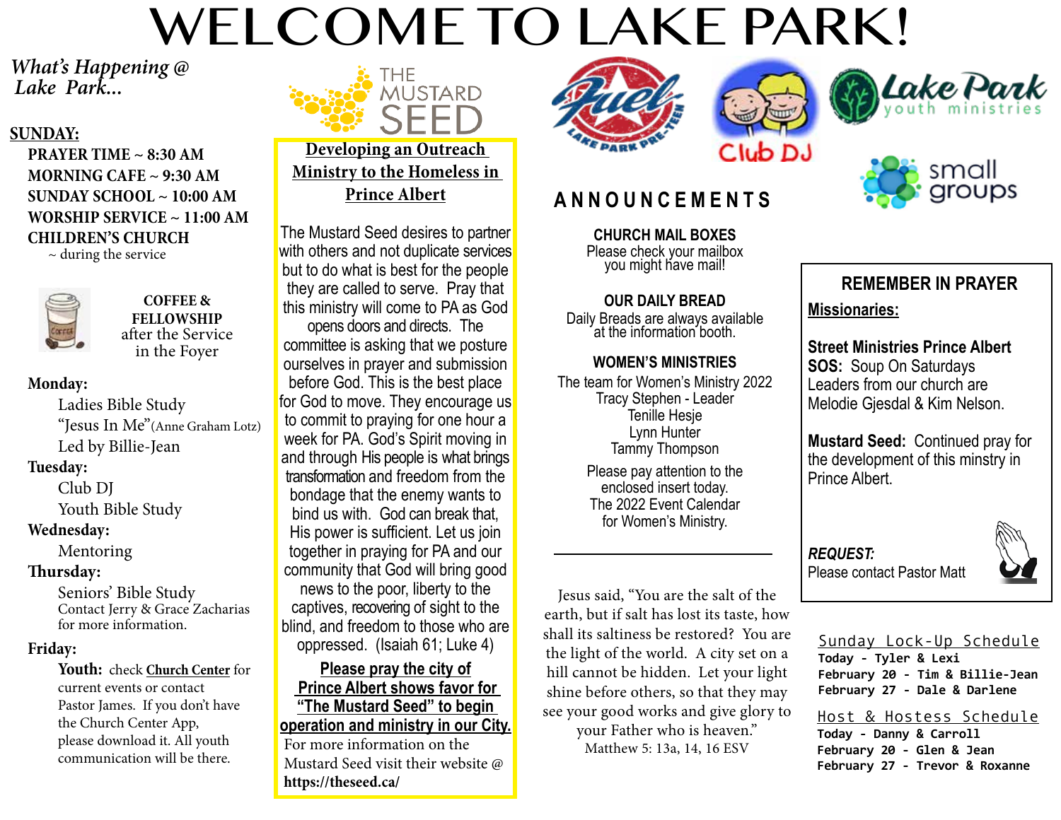# WELCOME TO LAKE PARK!

*What's Happening @ Lake Park...*

**SUNDAY:**

**PRAYER TIME ~ 8:30 AM**
**MORNING CAFE ~ 9:30 AM**
**SUNDAY SCHOOL ~ 10:00 AM**
**WORSHIP SERVICE ~ 11:00 AM**
**CHILDREN'S CHURCH**
~ during the service

**COFFEE & FELLOWSHIP**
after the Service in the Foyer

**Monday:**
Ladies Bible Study
"Jesus In Me"(Anne Graham Lotz)
Led by Billie-Jean

**Tuesday:**
Club DJ
Youth Bible Study

**Wednesday:**
Mentoring

**Thursday:**
Seniors' Bible Study
Contact Jerry & Grace Zacharias for more information.

**Friday:**
**Youth:** check **Church Center** for current events or contact Pastor James. If you don't have the Church Center App, please download it. All youth communication will be there.

THE MUSTARD SEED

## Developing an Outreach Ministry to the Homeless in Prince Albert

The Mustard Seed desires to partner with others and not duplicate services but to do what is best for the people they are called to serve. Pray that this ministry will come to PA as God opens doors and directs. The committee is asking that we posture ourselves in prayer and submission before God. This is the best place for God to move. They encourage us to commit to praying for one hour a week for PA. God's Spirit moving in and through His people is what brings transformation and freedom from the bondage that the enemy wants to bind us with. God can break that, His power is sufficient. Let us join together in praying for PA and our community that God will bring good news to the poor, liberty to the captives, recovering of sight to the blind, and freedom to those who are oppressed. (Isaiah 61; Luke 4)

**Please pray the city of Prince Albert shows favor for "The Mustard Seed" to begin operation and ministry in our City.**

For more information on the Mustard Seed visit their website @ **https://theseed.ca/**

Fuel Lake Park Pre-Teen

Club DJ

Lake Park youth ministries

small groups

## ANNOUNCEMENTS

**CHURCH MAIL BOXES**
Please check your mailbox you might have mail!

**OUR DAILY BREAD**
Daily Breads are always available at the information booth.

**WOMEN'S MINISTRIES**
The team for Women's Ministry 2022
Tracy Stephen - Leader
Tenille Hesje
Lynn Hunter
Tammy Thompson

Please pay attention to the enclosed insert today. The 2022 Event Calendar for Women's Ministry.

---

Jesus said, "You are the salt of the earth, but if salt has lost its taste, how shall its saltiness be restored? You are the light of the world. A city set on a hill cannot be hidden. Let your light shine before others, so that they may see your good works and give glory to your Father who is heaven."
Matthew 5: 13a, 14, 16 ESV

### REMEMBER IN PRAYER

**Missionaries:**

**Street Ministries Prince Albert**
**SOS:** Soup On Saturdays
Leaders from our church are Melodie Gjesdal & Kim Nelson.

**Mustard Seed:** Continued pray for the development of this minstry in Prince Albert.

***REQUEST:***
Please contact Pastor Matt

Sunday Lock-Up Schedule
**Today - Tyler & Lexi**
**February 20 - Tim & Billie-Jean**
**February 27 - Dale & Darlene**

Host & Hostess Schedule
**Today - Danny & Carroll**
**February 20 - Glen & Jean**
**February 27 - Trevor & Roxanne**